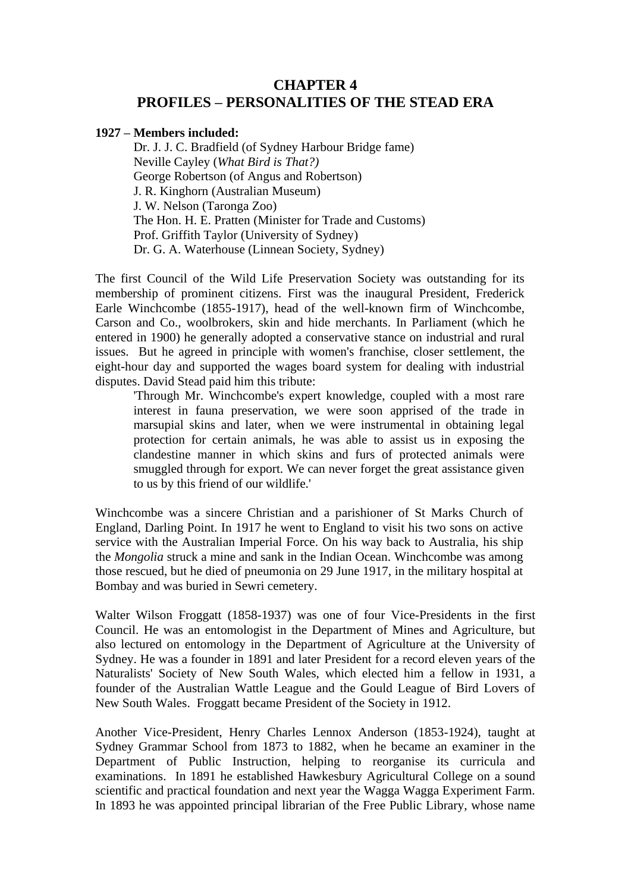# CHAPTER 4
# PROFILES – PERSONALITIES OF THE STEAD ERA

**1927 – Members included:**

Dr. J. J. C. Bradfield (of Sydney Harbour Bridge fame)
Neville Cayley (*What Bird is That?)*
George Robertson (of Angus and Robertson)
J. R. Kinghorn (Australian Museum)
J. W. Nelson (Taronga Zoo)
The Hon. H. E. Pratten (Minister for Trade and Customs)
Prof. Griffith Taylor (University of Sydney)
Dr. G. A. Waterhouse (Linnean Society, Sydney)

The first Council of the Wild Life Preservation Society was outstanding for its membership of prominent citizens. First was the inaugural President, Frederick Earle Winchcombe (1855-1917), head of the well-known firm of Winchcombe, Carson and Co., woolbrokers, skin and hide merchants. In Parliament (which he entered in 1900) he generally adopted a conservative stance on industrial and rural issues. But he agreed in principle with women's franchise, closer settlement, the eight-hour day and supported the wages board system for dealing with industrial disputes. David Stead paid him this tribute:

> 'Through Mr. Winchcombe's expert knowledge, coupled with a most rare interest in fauna preservation, we were soon apprised of the trade in marsupial skins and later, when we were instrumental in obtaining legal protection for certain animals, he was able to assist us in exposing the clandestine manner in which skins and furs of protected animals were smuggled through for export. We can never forget the great assistance given to us by this friend of our wildlife.'

Winchcombe was a sincere Christian and a parishioner of St Marks Church of England, Darling Point. In 1917 he went to England to visit his two sons on active service with the Australian Imperial Force. On his way back to Australia, his ship the *Mongolia* struck a mine and sank in the Indian Ocean. Winchcombe was among those rescued, but he died of pneumonia on 29 June 1917, in the military hospital at Bombay and was buried in Sewri cemetery.

Walter Wilson Froggatt (1858-1937) was one of four Vice-Presidents in the first Council. He was an entomologist in the Department of Mines and Agriculture, but also lectured on entomology in the Department of Agriculture at the University of Sydney. He was a founder in 1891 and later President for a record eleven years of the Naturalists' Society of New South Wales, which elected him a fellow in 1931, a founder of the Australian Wattle League and the Gould League of Bird Lovers of New South Wales. Froggatt became President of the Society in 1912.

Another Vice-President, Henry Charles Lennox Anderson (1853-1924), taught at Sydney Grammar School from 1873 to 1882, when he became an examiner in the Department of Public Instruction, helping to reorganise its curricula and examinations. In 1891 he established Hawkesbury Agricultural College on a sound scientific and practical foundation and next year the Wagga Wagga Experiment Farm. In 1893 he was appointed principal librarian of the Free Public Library, whose name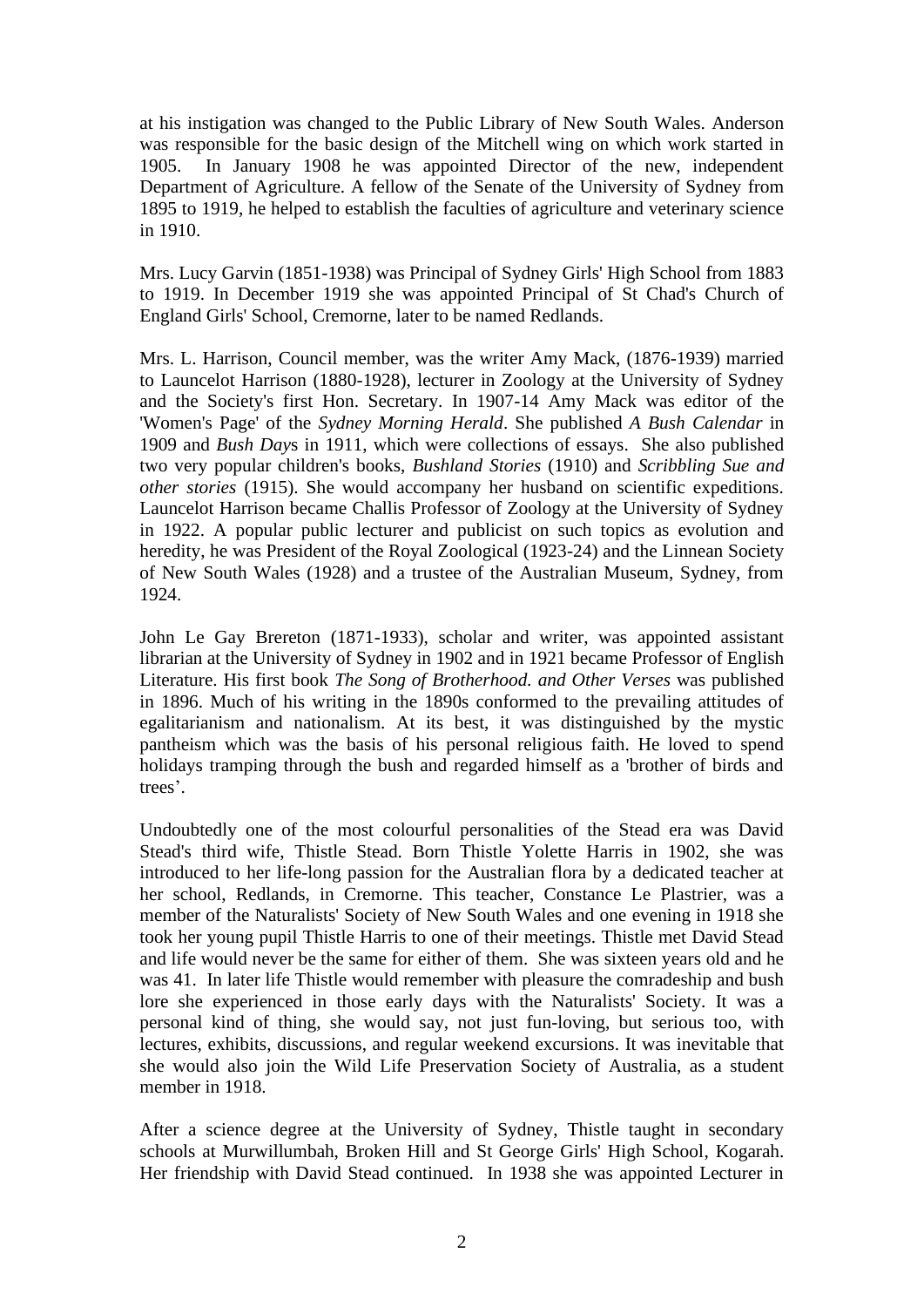at his instigation was changed to the Public Library of New South Wales. Anderson was responsible for the basic design of the Mitchell wing on which work started in 1905. In January 1908 he was appointed Director of the new, independent Department of Agriculture. A fellow of the Senate of the University of Sydney from 1895 to 1919, he helped to establish the faculties of agriculture and veterinary science in 1910.

Mrs. Lucy Garvin (1851-1938) was Principal of Sydney Girls' High School from 1883 to 1919. In December 1919 she was appointed Principal of St Chad's Church of England Girls' School, Cremorne, later to be named Redlands.

Mrs. L. Harrison, Council member, was the writer Amy Mack, (1876-1939) married to Launcelot Harrison (1880-1928), lecturer in Zoology at the University of Sydney and the Society's first Hon. Secretary. In 1907-14 Amy Mack was editor of the 'Women's Page' of the *Sydney Morning Herald*. She published *A Bush Calendar* in 1909 and *Bush Day*s in 1911, which were collections of essays. She also published two very popular children's books, *Bushland Stories* (1910) and *Scribbling Sue and other stories* (1915). She would accompany her husband on scientific expeditions. Launcelot Harrison became Challis Professor of Zoology at the University of Sydney in 1922. A popular public lecturer and publicist on such topics as evolution and heredity, he was President of the Royal Zoological (1923-24) and the Linnean Society of New South Wales (1928) and a trustee of the Australian Museum, Sydney, from 1924.

John Le Gay Brereton (1871-1933), scholar and writer, was appointed assistant librarian at the University of Sydney in 1902 and in 1921 became Professor of English Literature. His first book *The Song of Brotherhood. and Other Verses* was published in 1896. Much of his writing in the 1890s conformed to the prevailing attitudes of egalitarianism and nationalism. At its best, it was distinguished by the mystic pantheism which was the basis of his personal religious faith. He loved to spend holidays tramping through the bush and regarded himself as a 'brother of birds and trees'.

Undoubtedly one of the most colourful personalities of the Stead era was David Stead's third wife, Thistle Stead. Born Thistle Yolette Harris in 1902, she was introduced to her life-long passion for the Australian flora by a dedicated teacher at her school, Redlands, in Cremorne. This teacher, Constance Le Plastrier, was a member of the Naturalists' Society of New South Wales and one evening in 1918 she took her young pupil Thistle Harris to one of their meetings. Thistle met David Stead and life would never be the same for either of them. She was sixteen years old and he was 41. In later life Thistle would remember with pleasure the comradeship and bush lore she experienced in those early days with the Naturalists' Society. It was a personal kind of thing, she would say, not just fun-loving, but serious too, with lectures, exhibits, discussions, and regular weekend excursions. It was inevitable that she would also join the Wild Life Preservation Society of Australia, as a student member in 1918.

After a science degree at the University of Sydney, Thistle taught in secondary schools at Murwillumbah, Broken Hill and St George Girls' High School, Kogarah. Her friendship with David Stead continued. In 1938 she was appointed Lecturer in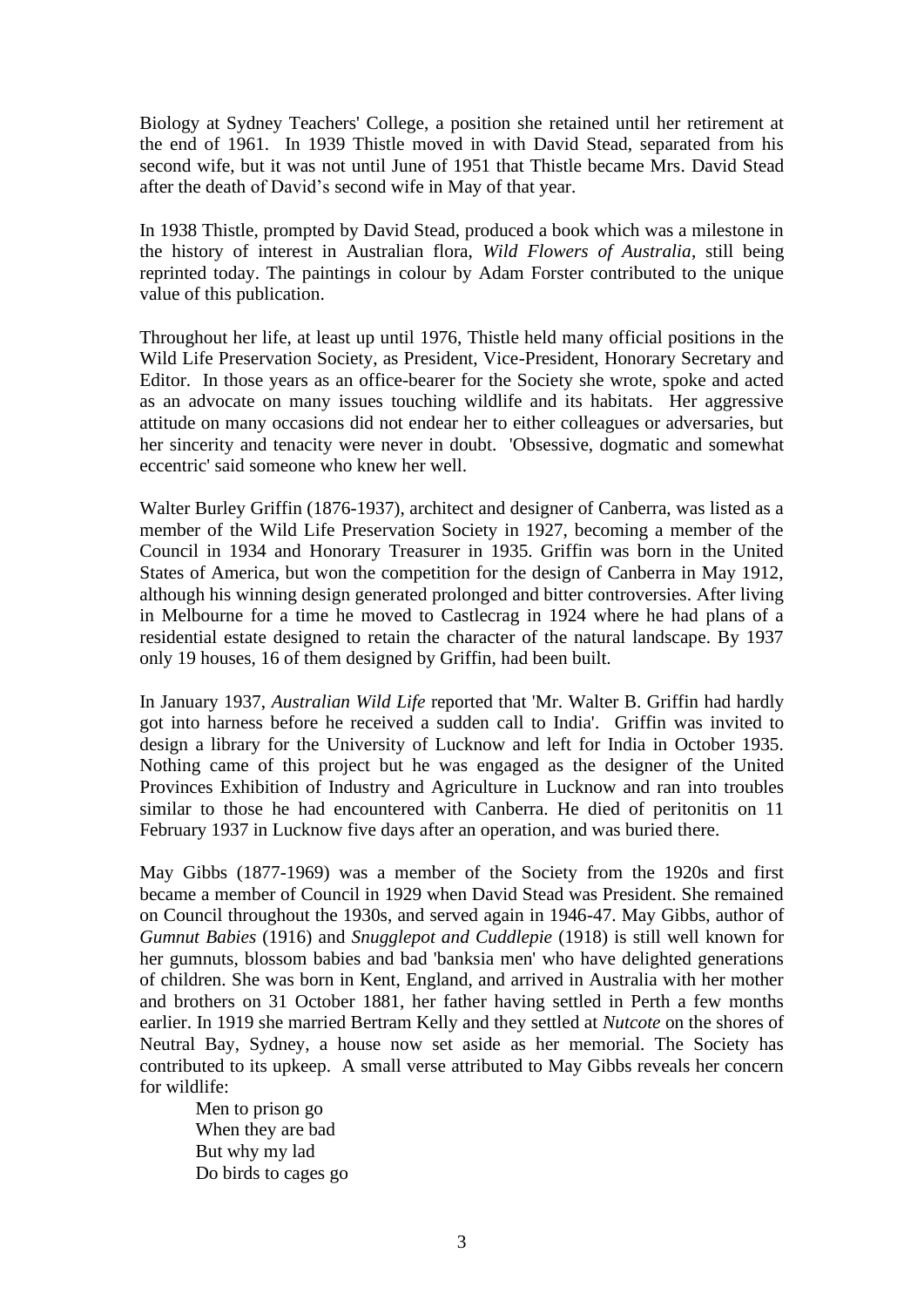Biology at Sydney Teachers' College, a position she retained until her retirement at the end of 1961. In 1939 Thistle moved in with David Stead, separated from his second wife, but it was not until June of 1951 that Thistle became Mrs. David Stead after the death of David's second wife in May of that year.

In 1938 Thistle, prompted by David Stead, produced a book which was a milestone in the history of interest in Australian flora, *Wild Flowers of Australia*, still being reprinted today. The paintings in colour by Adam Forster contributed to the unique value of this publication.

Throughout her life, at least up until 1976, Thistle held many official positions in the Wild Life Preservation Society, as President, Vice-President, Honorary Secretary and Editor. In those years as an office-bearer for the Society she wrote, spoke and acted as an advocate on many issues touching wildlife and its habitats. Her aggressive attitude on many occasions did not endear her to either colleagues or adversaries, but her sincerity and tenacity were never in doubt. 'Obsessive, dogmatic and somewhat eccentric' said someone who knew her well.

Walter Burley Griffin (1876-1937), architect and designer of Canberra, was listed as a member of the Wild Life Preservation Society in 1927, becoming a member of the Council in 1934 and Honorary Treasurer in 1935. Griffin was born in the United States of America, but won the competition for the design of Canberra in May 1912, although his winning design generated prolonged and bitter controversies. After living in Melbourne for a time he moved to Castlecrag in 1924 where he had plans of a residential estate designed to retain the character of the natural landscape. By 1937 only 19 houses, 16 of them designed by Griffin, had been built.

In January 1937, *Australian Wild Life* reported that 'Mr. Walter B. Griffin had hardly got into harness before he received a sudden call to India'. Griffin was invited to design a library for the University of Lucknow and left for India in October 1935. Nothing came of this project but he was engaged as the designer of the United Provinces Exhibition of Industry and Agriculture in Lucknow and ran into troubles similar to those he had encountered with Canberra. He died of peritonitis on 11 February 1937 in Lucknow five days after an operation, and was buried there.

May Gibbs (1877-1969) was a member of the Society from the 1920s and first became a member of Council in 1929 when David Stead was President. She remained on Council throughout the 1930s, and served again in 1946-47. May Gibbs, author of *Gumnut Babies* (1916) and *Snugglepot and Cuddlepie* (1918) is still well known for her gumnuts, blossom babies and bad 'banksia men' who have delighted generations of children. She was born in Kent, England, and arrived in Australia with her mother and brothers on 31 October 1881, her father having settled in Perth a few months earlier. In 1919 she married Bertram Kelly and they settled at *Nutcote* on the shores of Neutral Bay, Sydney, a house now set aside as her memorial. The Society has contributed to its upkeep. A small verse attributed to May Gibbs reveals her concern for wildlife:

> Men to prison go  
> When they are bad  
> But why my lad  
> Do birds to cages go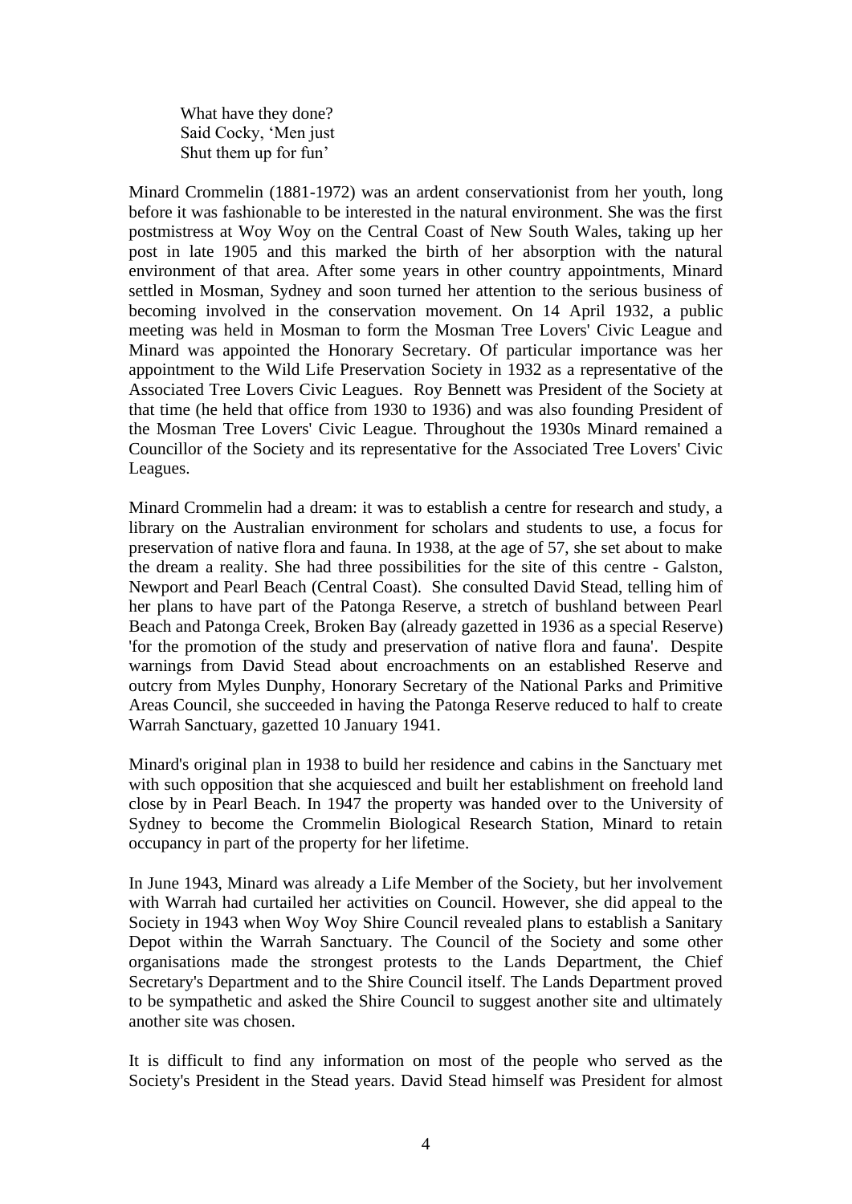What have they done?  
Said Cocky, 'Men just  
Shut them up for fun'

Minard Crommelin (1881-1972) was an ardent conservationist from her youth, long before it was fashionable to be interested in the natural environment. She was the first postmistress at Woy Woy on the Central Coast of New South Wales, taking up her post in late 1905 and this marked the birth of her absorption with the natural environment of that area. After some years in other country appointments, Minard settled in Mosman, Sydney and soon turned her attention to the serious business of becoming involved in the conservation movement. On 14 April 1932, a public meeting was held in Mosman to form the Mosman Tree Lovers' Civic League and Minard was appointed the Honorary Secretary. Of particular importance was her appointment to the Wild Life Preservation Society in 1932 as a representative of the Associated Tree Lovers Civic Leagues. Roy Bennett was President of the Society at that time (he held that office from 1930 to 1936) and was also founding President of the Mosman Tree Lovers' Civic League. Throughout the 1930s Minard remained a Councillor of the Society and its representative for the Associated Tree Lovers' Civic Leagues.

Minard Crommelin had a dream: it was to establish a centre for research and study, a library on the Australian environment for scholars and students to use, a focus for preservation of native flora and fauna. In 1938, at the age of 57, she set about to make the dream a reality. She had three possibilities for the site of this centre - Galston, Newport and Pearl Beach (Central Coast). She consulted David Stead, telling him of her plans to have part of the Patonga Reserve, a stretch of bushland between Pearl Beach and Patonga Creek, Broken Bay (already gazetted in 1936 as a special Reserve) 'for the promotion of the study and preservation of native flora and fauna'. Despite warnings from David Stead about encroachments on an established Reserve and outcry from Myles Dunphy, Honorary Secretary of the National Parks and Primitive Areas Council, she succeeded in having the Patonga Reserve reduced to half to create Warrah Sanctuary, gazetted 10 January 1941.

Minard's original plan in 1938 to build her residence and cabins in the Sanctuary met with such opposition that she acquiesced and built her establishment on freehold land close by in Pearl Beach. In 1947 the property was handed over to the University of Sydney to become the Crommelin Biological Research Station, Minard to retain occupancy in part of the property for her lifetime.

In June 1943, Minard was already a Life Member of the Society, but her involvement with Warrah had curtailed her activities on Council. However, she did appeal to the Society in 1943 when Woy Woy Shire Council revealed plans to establish a Sanitary Depot within the Warrah Sanctuary. The Council of the Society and some other organisations made the strongest protests to the Lands Department, the Chief Secretary's Department and to the Shire Council itself. The Lands Department proved to be sympathetic and asked the Shire Council to suggest another site and ultimately another site was chosen.

It is difficult to find any information on most of the people who served as the Society's President in the Stead years. David Stead himself was President for almost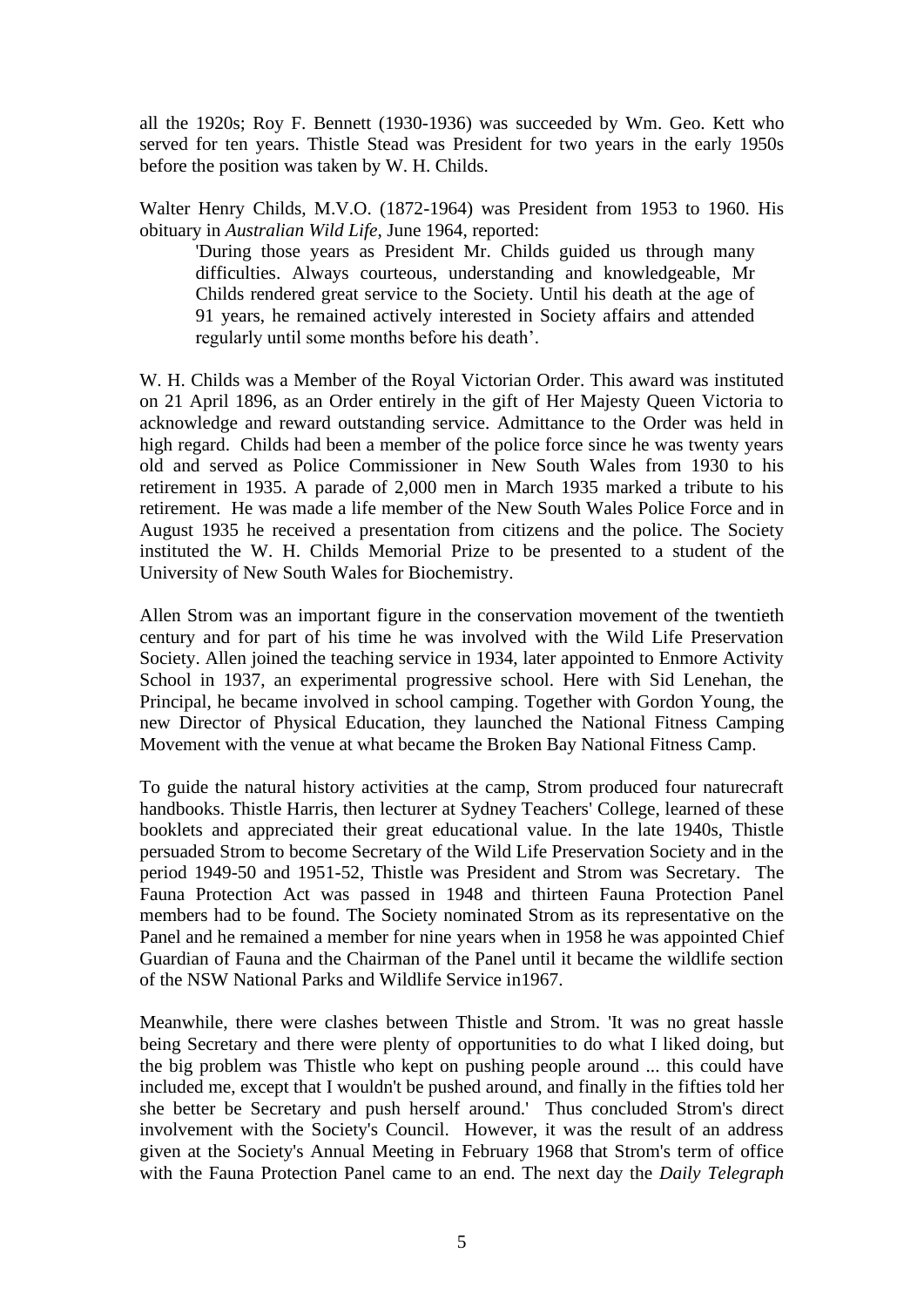all the 1920s; Roy F. Bennett (1930-1936) was succeeded by Wm. Geo. Kett who served for ten years. Thistle Stead was President for two years in the early 1950s before the position was taken by W. H. Childs.

Walter Henry Childs, M.V.O. (1872-1964) was President from 1953 to 1960. His obituary in *Australian Wild Life*, June 1964, reported:

> 'During those years as President Mr. Childs guided us through many difficulties. Always courteous, understanding and knowledgeable, Mr Childs rendered great service to the Society. Until his death at the age of 91 years, he remained actively interested in Society affairs and attended regularly until some months before his death'.

W. H. Childs was a Member of the Royal Victorian Order. This award was instituted on 21 April 1896, as an Order entirely in the gift of Her Majesty Queen Victoria to acknowledge and reward outstanding service. Admittance to the Order was held in high regard. Childs had been a member of the police force since he was twenty years old and served as Police Commissioner in New South Wales from 1930 to his retirement in 1935. A parade of 2,000 men in March 1935 marked a tribute to his retirement. He was made a life member of the New South Wales Police Force and in August 1935 he received a presentation from citizens and the police. The Society instituted the W. H. Childs Memorial Prize to be presented to a student of the University of New South Wales for Biochemistry.

Allen Strom was an important figure in the conservation movement of the twentieth century and for part of his time he was involved with the Wild Life Preservation Society. Allen joined the teaching service in 1934, later appointed to Enmore Activity School in 1937, an experimental progressive school. Here with Sid Lenehan, the Principal, he became involved in school camping. Together with Gordon Young, the new Director of Physical Education, they launched the National Fitness Camping Movement with the venue at what became the Broken Bay National Fitness Camp.

To guide the natural history activities at the camp, Strom produced four naturecraft handbooks. Thistle Harris, then lecturer at Sydney Teachers' College, learned of these booklets and appreciated their great educational value. In the late 1940s, Thistle persuaded Strom to become Secretary of the Wild Life Preservation Society and in the period 1949-50 and 1951-52, Thistle was President and Strom was Secretary. The Fauna Protection Act was passed in 1948 and thirteen Fauna Protection Panel members had to be found. The Society nominated Strom as its representative on the Panel and he remained a member for nine years when in 1958 he was appointed Chief Guardian of Fauna and the Chairman of the Panel until it became the wildlife section of the NSW National Parks and Wildlife Service in1967.

Meanwhile, there were clashes between Thistle and Strom. 'It was no great hassle being Secretary and there were plenty of opportunities to do what I liked doing, but the big problem was Thistle who kept on pushing people around ... this could have included me, except that I wouldn't be pushed around, and finally in the fifties told her she better be Secretary and push herself around.' Thus concluded Strom's direct involvement with the Society's Council. However, it was the result of an address given at the Society's Annual Meeting in February 1968 that Strom's term of office with the Fauna Protection Panel came to an end. The next day the *Daily Telegraph*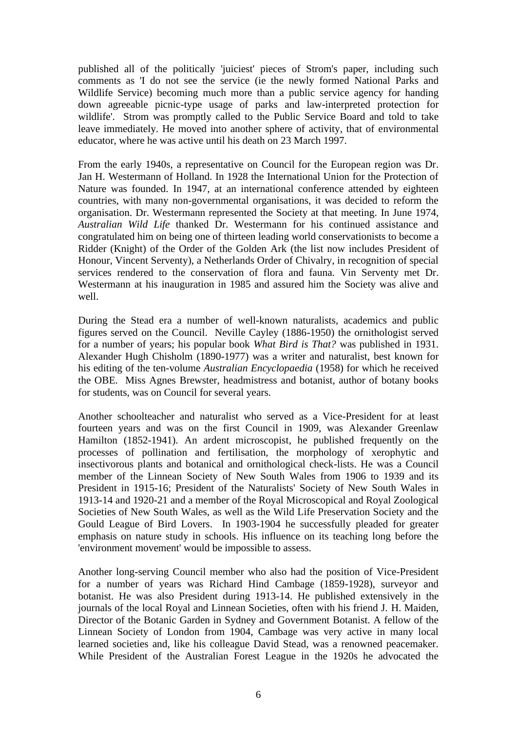published all of the politically 'juiciest' pieces of Strom's paper, including such comments as 'I do not see the service (ie the newly formed National Parks and Wildlife Service) becoming much more than a public service agency for handing down agreeable picnic-type usage of parks and law-interpreted protection for wildlife'. Strom was promptly called to the Public Service Board and told to take leave immediately. He moved into another sphere of activity, that of environmental educator, where he was active until his death on 23 March 1997.

From the early 1940s, a representative on Council for the European region was Dr. Jan H. Westermann of Holland. In 1928 the International Union for the Protection of Nature was founded. In 1947, at an international conference attended by eighteen countries, with many non-governmental organisations, it was decided to reform the organisation. Dr. Westermann represented the Society at that meeting. In June 1974, *Australian Wild Life* thanked Dr. Westermann for his continued assistance and congratulated him on being one of thirteen leading world conservationists to become a Ridder (Knight) of the Order of the Golden Ark (the list now includes President of Honour, Vincent Serventy), a Netherlands Order of Chivalry, in recognition of special services rendered to the conservation of flora and fauna. Vin Serventy met Dr. Westermann at his inauguration in 1985 and assured him the Society was alive and well.

During the Stead era a number of well-known naturalists, academics and public figures served on the Council. Neville Cayley (1886-1950) the ornithologist served for a number of years; his popular book *What Bird is That?* was published in 1931. Alexander Hugh Chisholm (1890-1977) was a writer and naturalist, best known for his editing of the ten-volume *Australian Encyclopaedia* (1958) for which he received the OBE. Miss Agnes Brewster, headmistress and botanist, author of botany books for students, was on Council for several years.

Another schoolteacher and naturalist who served as a Vice-President for at least fourteen years and was on the first Council in 1909, was Alexander Greenlaw Hamilton (1852-1941). An ardent microscopist, he published frequently on the processes of pollination and fertilisation, the morphology of xerophytic and insectivorous plants and botanical and ornithological check-lists. He was a Council member of the Linnean Society of New South Wales from 1906 to 1939 and its President in 1915-16; President of the Naturalists' Society of New South Wales in 1913-14 and 1920-21 and a member of the Royal Microscopical and Royal Zoological Societies of New South Wales, as well as the Wild Life Preservation Society and the Gould League of Bird Lovers. In 1903-1904 he successfully pleaded for greater emphasis on nature study in schools. His influence on its teaching long before the 'environment movement' would be impossible to assess.

Another long-serving Council member who also had the position of Vice-President for a number of years was Richard Hind Cambage (1859-1928), surveyor and botanist. He was also President during 1913-14. He published extensively in the journals of the local Royal and Linnean Societies, often with his friend J. H. Maiden, Director of the Botanic Garden in Sydney and Government Botanist. A fellow of the Linnean Society of London from 1904, Cambage was very active in many local learned societies and, like his colleague David Stead, was a renowned peacemaker. While President of the Australian Forest League in the 1920s he advocated the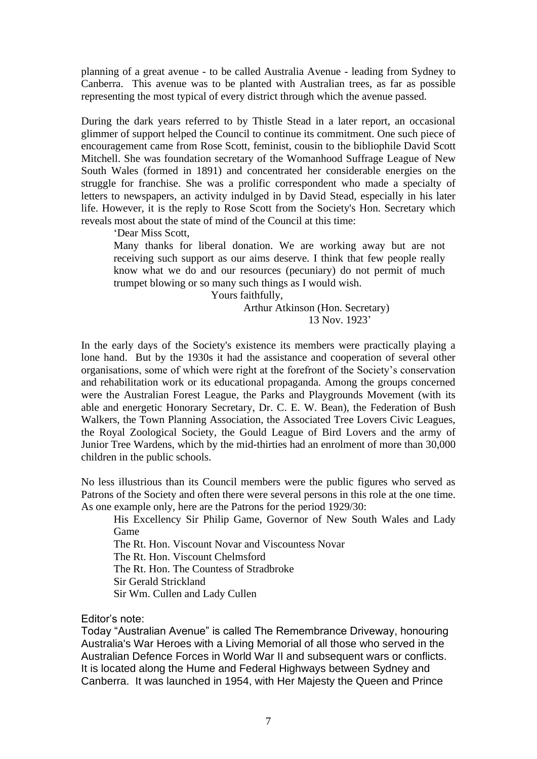planning of a great avenue - to be called Australia Avenue - leading from Sydney to Canberra. This avenue was to be planted with Australian trees, as far as possible representing the most typical of every district through which the avenue passed.

During the dark years referred to by Thistle Stead in a later report, an occasional glimmer of support helped the Council to continue its commitment. One such piece of encouragement came from Rose Scott, feminist, cousin to the bibliophile David Scott Mitchell. She was foundation secretary of the Womanhood Suffrage League of New South Wales (formed in 1891) and concentrated her considerable energies on the struggle for franchise. She was a prolific correspondent who made a specialty of letters to newspapers, an activity indulged in by David Stead, especially in his later life. However, it is the reply to Rose Scott from the Society's Hon. Secretary which reveals most about the state of mind of the Council at this time:

> 'Dear Miss Scott,
>
> Many thanks for liberal donation. We are working away but are not receiving such support as our aims deserve. I think that few people really know what we do and our resources (pecuniary) do not permit of much trumpet blowing or so many such things as I would wish.
>
> Yours faithfully,
>
> Arthur Atkinson (Hon. Secretary)
>
> 13 Nov. 1923'

In the early days of the Society's existence its members were practically playing a lone hand. But by the 1930s it had the assistance and cooperation of several other organisations, some of which were right at the forefront of the Society's conservation and rehabilitation work or its educational propaganda. Among the groups concerned were the Australian Forest League, the Parks and Playgrounds Movement (with its able and energetic Honorary Secretary, Dr. C. E. W. Bean), the Federation of Bush Walkers, the Town Planning Association, the Associated Tree Lovers Civic Leagues, the Royal Zoological Society, the Gould League of Bird Lovers and the army of Junior Tree Wardens, which by the mid-thirties had an enrolment of more than 30,000 children in the public schools.

No less illustrious than its Council members were the public figures who served as Patrons of the Society and often there were several persons in this role at the one time. As one example only, here are the Patrons for the period 1929/30:

> His Excellency Sir Philip Game, Governor of New South Wales and Lady Game
> The Rt. Hon. Viscount Novar and Viscountess Novar
> The Rt. Hon. Viscount Chelmsford
> The Rt. Hon. The Countess of Stradbroke
> Sir Gerald Strickland
> Sir Wm. Cullen and Lady Cullen

Editor's note:

Today "Australian Avenue" is called The Remembrance Driveway, honouring Australia's War Heroes with a Living Memorial of all those who served in the Australian Defence Forces in World War II and subsequent wars or conflicts. It is located along the Hume and Federal Highways between Sydney and Canberra. It was launched in 1954, with Her Majesty the Queen and Prince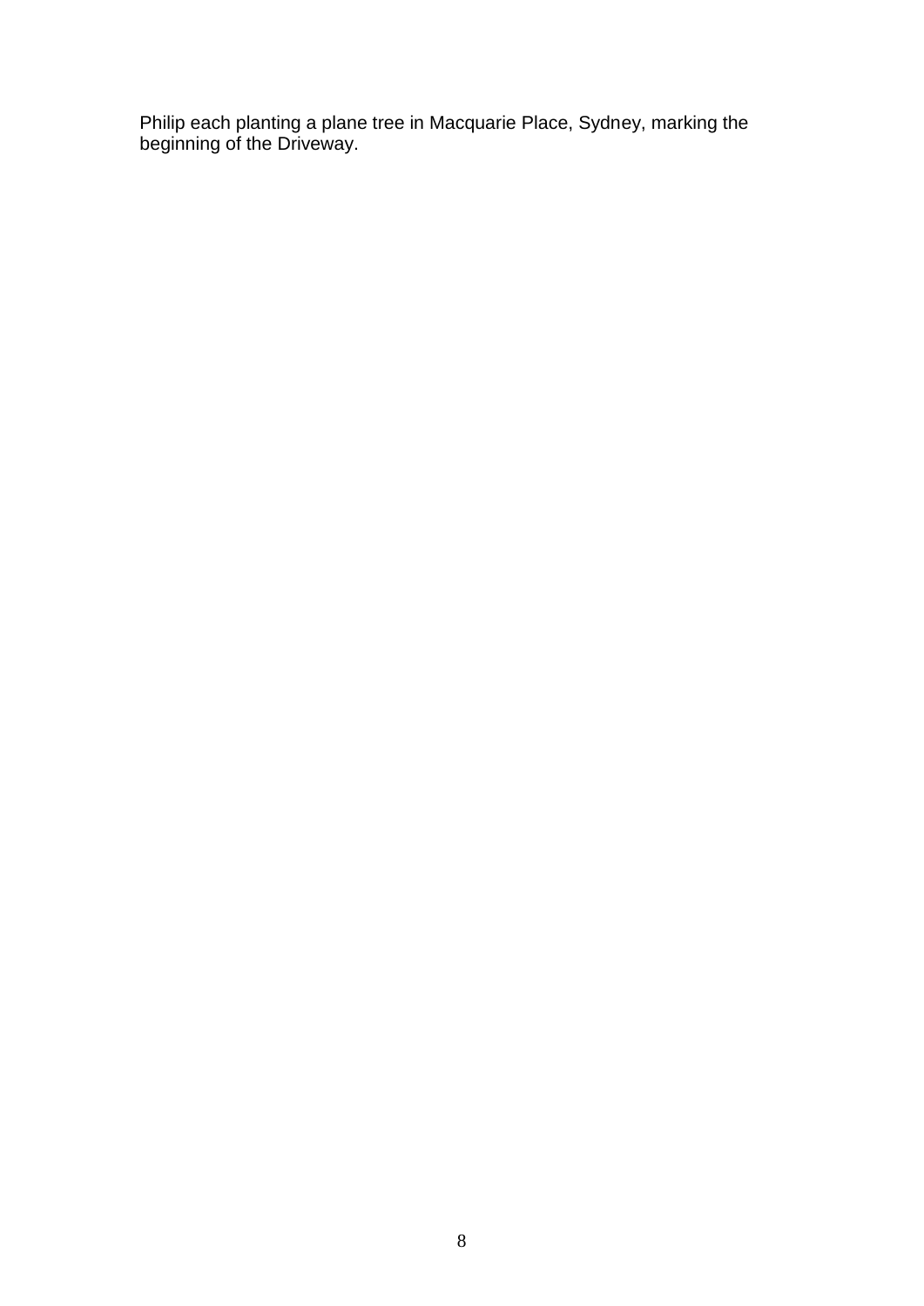Philip each planting a plane tree in Macquarie Place, Sydney, marking the beginning of the Driveway.